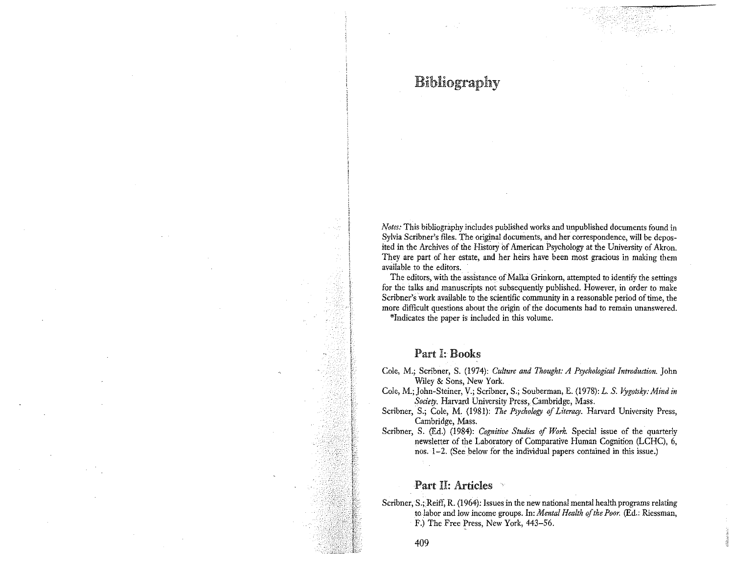# Bibliography

*Notes:* This bibliography includes published works and unpublished documents found in Sylvia Scribner's files. The original documents, and her correspondence, will be deposited in the Archives of the History of American Psychology at the University of Akron. They are part of her estate, and her heirs have been most gracious in making them available to the editors.

The editors, with the assistance of Malka Grinkorn, attempted to identify the settings for the talks and manuscripts not subsequently published. However, in order to make Scribner's work available to the scientific community in a reasonable period of time, the more difficult questions about the origin of the documents had to remain unanswered.

*Indicates the paper is included in this volume.

## Part I: Books

Cole, M.; Scribner, S. (1974): *Culture and Thought: A Psychological Introduction.* John Wiley & Sons, New York.

Cole, M.; John-Steiner, V.; Scribner, S.; Souberman, E. (1978): *L. S. Vygotsky: Mind in Society.* Harvard University Press, Cambridge, Mass.

Scribner, S.; Cole, M. (1981): *The Psychology of Literacy.* Harvard University Press, Cambridge, Mass.

Scribner, S. (Ed.) (1984): *Cognitive Studies of Work.* Special issue of the quarterly newsletter of the Laboratory of Comparative Human Cognition (LCHC), 6, nos. 1–2. (See below for the individual papers contained in this issue.)

## Part II: Articles

Scribner, S.; Reiff, R. (1964): Issues in the new national mental health programs relating to labor and low income groups. In: *Mental Health of the Poor.* (Ed.: Riessman, F.) The Free Press, New York, 443–56.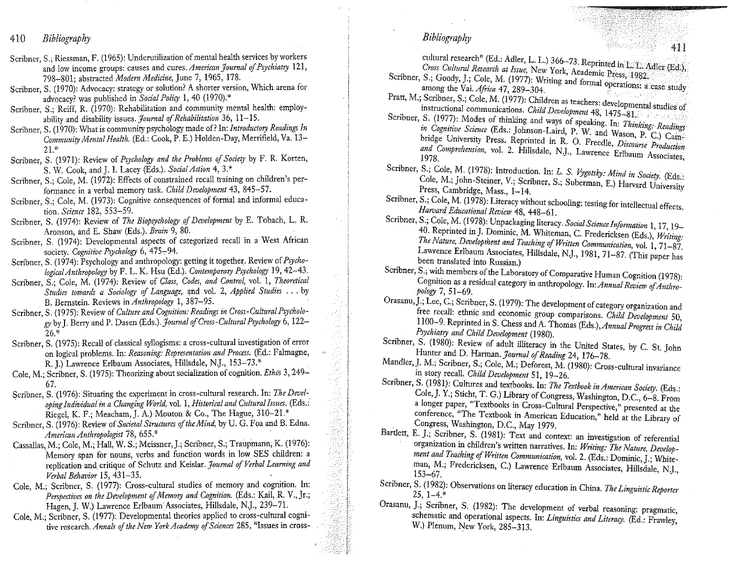Scribner, S.; Riessman, F. (1965): Underutilization of mental health services by workers and low income groups: causes and cures. *American Journal of Psychiatry* 121, 798–801; abstracted *Modern Medicine*, June 7, 1965, 178.

Scribner, S. (1970): Advocacy: strategy or solution? A shorter version, Which arena for advocacy? was published in *Social Policy* 1, 40 (1970).*

Scribner, S.; Reiff, R. (1970): Rehabilitation and community mental health: employability and disability issues. *Journal of Rehabilitation* 36, 11–15.

Scribner, S. (1970): What is community psychology made of? In: *Introductory Readings In Community Mental Health.* (Ed.: Cook, P. E.) Holden-Day, Merrifield, Va. 13–21.*

Scribner, S. (1971): Review of *Psychology and the Problems of Society* by F. R. Korten, S. W. Cook, and J. I. Lacey (Eds.). *Social Action* 4, 3.*

Scribner, S.; Cole, M. (1972): Effects of constrained recall training on children's performance in a verbal memory task. *Child Development* 43, 845–57.

Scribner, S.; Cole, M. (1973): Cognitive consequences of formal and informal education. *Science* 182, 553–59.

Scribner, S. (1974): Review of *The Biopsychology of Development* by E. Tobach, L. R. Aronson, and E. Shaw (Eds.). *Brain* 9, 80.

Scribner, S. (1974): Developmental aspects of categorized recall in a West African society. *Cognitive Psychology* 6, 475–94.

Scribner, S. (1974): Psychology and anthropology: getting it together. Review of *Psychological Anthropology* by F. L. K. Hsu (Ed.). *Contemporary Psychology* 19, 42–43.

Scribner, S.; Cole, M. (1974): Review of *Class, Codes, and Control*, vol. 1, *Theoretical Studies towards a Sociology of Language*, and vol. 2, *Applied Studies . . .* by B. Bernstein. Reviews in *Anthropology* 1, 387–95.

Scribner, S. (1975): Review of *Culture and Cognition: Readings in Cross-Cultural Psychology* by J. Berry and P. Dasen (Eds.). *Journal of Cross-Cultural Psychology* 6, 122–26.*

Scribner, S. (1975): Recall of classical syllogisms: a cross-cultural investigation of error on logical problems. In: *Reasoning: Representation and Process.* (Ed.: Falmagne, R. J.) Lawrence Erlbaum Associates, Hillsdale, N.J., 153–73.*

Cole, M.; Scribner, S. (1975): Theorizing about socialization of cognition. *Ethos* 3, 249–67.

Scribner, S. (1976): Situating the experiment in cross-cultural research. In: *The Developing Individual in a Changing World*, vol. 1, *Historical and Cultural Issues.* (Eds.: Riegel, K. F.; Meacham, J. A.) Mouton & Co., The Hague, 310–21.*

Scribner, S. (1976): Review of *Societal Structures of the Mind*, by U. G. Foa and B. Edna. *American Anthropologist* 78, 655.*

Cassallas, M.; Cole, M.; Hall, W. S.; Meissner, J.; Scribner, S.; Traupmann, K. (1976): Memory span for nouns, verbs and function words in low SES children: a replication and critique of Schutz and Keislar. *Journal of Verbal Learning and Verbal Behavior* 15, 431–35.

Cole, M.; Scribner, S. (1977): Cross-cultural studies of memory and cognition. In: *Perspectives on the Development of Memory and Cognition.* (Eds.: Kail, R. V., Jr.; Hagen, J. W.) Lawrence Erlbaum Associates, Hillsdale, N.J., 239–71.

Cole, M.; Scribner, S. (1977): Developmental theories applied to cross-cultural cognitive research. *Annals of the New York Academy of Sciences* 285, "Issues in cross-cultural research" (Ed.: Adler, L. L.) 366–73. Reprinted in L. L. Adler (Ed.), *Cross Cultural Research at Issue*, New York, Academic Press, 1982.

Scribner, S.; Goody, J.; Cole, M. (1977): Writing and formal operations: a case study among the Vai. *Africa* 47, 289–304.

Pratt, M.; Scribner, S.; Cole, M. (1977): Children as teachers: developmental studies of instructional communications. *Child Development* 48, 1475–81.

Scribner, S. (1977): Modes of thinking and ways of speaking. In: *Thinking: Readings in Cognitive Science* (Eds.: Johnson-Laird, P. W. and Wason, P. C.) Cambridge University Press. Reprinted in R. O. Freedle, *Discourse Production and Comprehension*, vol. 2. Hillsdale, N.J., Lawrence Erlbaum Associates, 1978.

Scribner, S.; Cole, M. (1978): Introduction. In: *L. S. Vygotsky: Mind in Society.* (Eds.: Cole, M.; John-Steiner, V.; Scribner, S.; Suberman, E.) Harvard University Press, Cambridge, Mass., 1–14.

Scribner, S.; Cole, M. (1978): Literacy without schooling: testing for intellectual effects. *Harvard Educational Review* 48, 448–61.

Scribner, S.; Cole, M. (1978): Unpackaging literacy. *Social Science Information* 1, 17, 19–40. Reprinted in J. Dominic, M. Whiteman, C. Fredericksen (Eds.), *Writing: The Nature, Development and Teaching of Written Communication*, vol. 1, 71–87. Lawrence Erlbaum Associates, Hillsdale, N.J., 1981, 71–87. (This paper has been translated into Russian.)

Scribner, S.; with members of the Laboratory of Comparative Human Cognition (1978): Cognition as a residual category in anthropology. In: *Annual Review of Anthropology* 7, 51–69.

Orasanu, J.; Lee, C.; Scribner, S. (1979): The development of category organization and free recall: ethnic and economic group comparisons. *Child Development* 50, 1100–9. Reprinted in S. Chess and A. Thomas (Eds.), *Annual Progress in Child Psychiatry and Child Development* (1980).

Scribner, S. (1980): Review of adult illiteracy in the United States, by C. St. John Hunter and D. Harman. *Journal of Reading* 24, 176–78.

Mandler, J. M.; Scribner, S.; Cole, M.; Deforest, M. (1980): Cross-cultural invariance in story recall. *Child Development* 51, 19–26.

Scribner, S. (1981): Cultures and textbooks. In: *The Textbook in American Society.* (Eds.: Cole, J. Y.; Sticht, T. G.) Library of Congress, Washington, D.C., 6–8. From a longer paper, "Textbooks in Cross-Cultural Perspective," presented at the conference, "The Textbook in American Education," held at the Library of Congress, Washington, D.C., May 1979.

Bartlett, E. J.; Scribner, S. (1981): Text and context: an investigation of referential organization in children's written narratives. In: *Writing: The Nature, Development and Teaching of Written Communication*, vol. 2. (Eds.: Dominic, J.; Whiteman, M.; Fredericksen, C.) Lawrence Erlbaum Associates, Hillsdale, N.J., 153–67.

Scribner, S. (1982): Observations on literacy education in China. *The Linguistic Reporter* 25, 1–4.*

Orasanu, J.; Scribner, S. (1982): The development of verbal reasoning: pragmatic, schematic and operational aspects. In: *Linguistics and Literacy.* (Ed.: Frawley, W.) Plenum, New York, 285–313.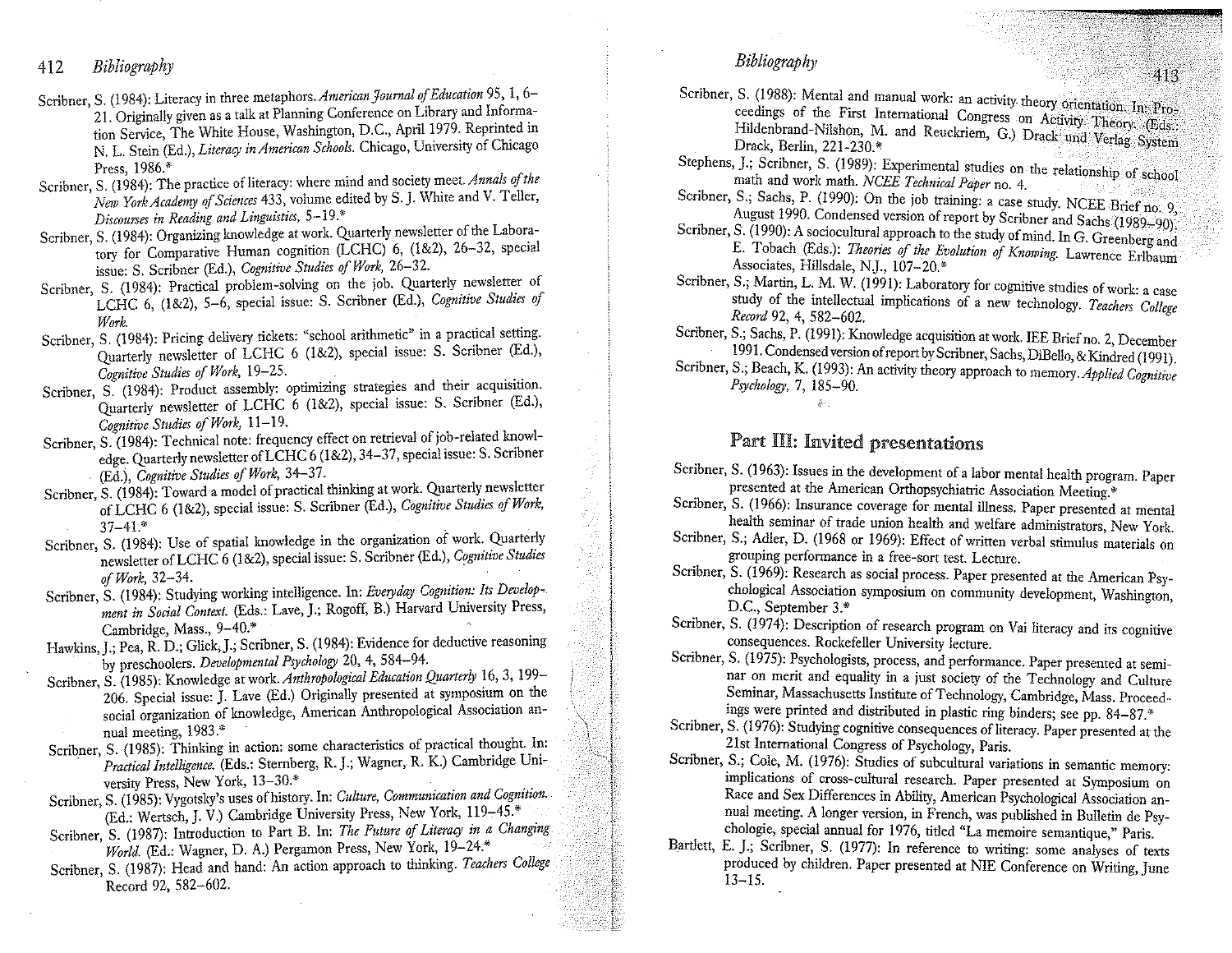Scribner, S. (1984): Literacy in three metaphors. *American Journal of Education* 95, 1, 6–21. Originally given as a talk at Planning Conference on Library and Information Service, The White House, Washington, D.C., April 1979. Reprinted in N. L. Stein (Ed.), *Literacy in American Schools*. Chicago, University of Chicago Press, 1986.*

Scribner, S. (1984): The practice of literacy: where mind and society meet. *Annals of the New York Academy of Sciences* 433, volume edited by S. J. White and V. Teller, *Discourses in Reading and Linguistics*, 5–19.*

Scribner, S. (1984): Organizing knowledge at work. Quarterly newsletter of the Laboratory for Comparative Human cognition (LCHC) 6, (1&2), 26–32, special issue: S. Scribner (Ed.), *Cognitive Studies of Work*, 26–32.

Scribner, S. (1984): Practical problem-solving on the job. Quarterly newsletter of LCHC 6, (1&2), 5–6, special issue: S. Scribner (Ed.), *Cognitive Studies of Work*.

Scribner, S. (1984): Pricing delivery tickets: "school arithmetic" in a practical setting. Quarterly newsletter of LCHC 6 (1&2), special issue: S. Scribner (Ed.), *Cognitive Studies of Work*, 19–25.

Scribner, S. (1984): Product assembly: optimizing strategies and their acquisition. Quarterly newsletter of LCHC 6 (1&2), special issue: S. Scribner (Ed.), *Cognitive Studies of Work*, 11–19.

Scribner, S. (1984): Technical note: frequency effect on retrieval of job-related knowledge. Quarterly newsletter of LCHC 6 (1&2), 34–37, special issue: S. Scribner (Ed.), *Cognitive Studies of Work*, 34–37.

Scribner, S. (1984): Toward a model of practical thinking at work. Quarterly newsletter of LCHC 6 (1&2), special issue: S. Scribner (Ed.), *Cognitive Studies of Work*, 37–41.*

Scribner, S. (1984): Use of spatial knowledge in the organization of work. Quarterly newsletter of LCHC 6 (1&2), special issue: S. Scribner (Ed.), *Cognitive Studies of Work*, 32–34.

Scribner, S. (1984): Studying working intelligence. In: *Everyday Cognition: Its Development in Social Context*. (Eds.: Lave, J.; Rogoff, B.) Harvard University Press, Cambridge, Mass., 9–40.*

Hawkins, J.; Pea, R. D.; Glick, J.; Scribner, S. (1984): Evidence for deductive reasoning by preschoolers. *Developmental Psychology* 20, 4, 584–94.

Scribner, S. (1985): Knowledge at work. *Anthropological Education Quarterly* 16, 3, 199–206. Special issue: J. Lave (Ed.) Originally presented at symposium on the social organization of knowledge, American Anthropological Association annual meeting, 1983.*

Scribner, S. (1985): Thinking in action: some characteristics of practical thought. In: *Practical Intelligence*. (Eds.: Sternberg, R. J.; Wagner, R. K.) Cambridge University Press, New York, 13–30.*

Scribner, S. (1985): Vygotsky's uses of history. In: *Culture, Communication and Cognition*. (Ed.: Wertsch, J. V.) Cambridge University Press, New York, 119–45.*

Scribner, S. (1987): Introduction to Part B. In: *The Future of Literacy in a Changing World*. (Ed.: Wagner, D. A.) Pergamon Press, New York, 19–24.*

Scribner, S. (1987): Head and hand: An action approach to thinking. *Teachers College* Record 92, 582–602.

Scribner, S. (1988): Mental and manual work: an activity theory orientation. In: Proceedings of the First International Congress on Activity Theory. (Eds.: Hildenbrand-Nilshon, M. and Reuckriem, G.) Drack und Verlag System Drack, Berlin, 221-230.*

Stephens, J.; Scribner, S. (1989): Experimental studies on the relationship of school math and work math. *NCEE Technical Paper* no. 4.

Scribner, S.; Sachs, P. (1990): On the job training: a case study. NCEE Brief no. 9, August 1990. Condensed version of report by Scribner and Sachs (1989–90).

Scribner, S. (1990): A sociocultural approach to the study of mind. In G. Greenberg and E. Tobach (Eds.): *Theories of the Evolution of Knowing*. Lawrence Erlbaum Associates, Hillsdale, N.J., 107–20.*

Scribner, S.; Martin, L. M. W. (1991): Laboratory for cognitive studies of work: a case study of the intellectual implications of a new technology. *Teachers College Record* 92, 4, 582–602.

Scribner, S.; Sachs, P. (1991): Knowledge acquisition at work. IEE Brief no. 2, December 1991. Condensed version of report by Scribner, Sachs, DiBello, & Kindred (1991).

Scribner, S.; Beach, K. (1993): An activity theory approach to memory. *Applied Cognitive Psychology*, 7, 185–90.

## Part III: Invited presentations

Scribner, S. (1963): Issues in the development of a labor mental health program. Paper presented at the American Orthopsychiatric Association Meeting.*

Scribner, S. (1966): Insurance coverage for mental illness. Paper presented at mental health seminar of trade union health and welfare administrators, New York.

Scribner, S.; Adler, D. (1968 or 1969): Effect of written verbal stimulus materials on grouping performance in a free-sort test. Lecture.

Scribner, S. (1969): Research as social process. Paper presented at the American Psychological Association symposium on community development, Washington, D.C., September 3.*

Scribner, S. (1974): Description of research program on Vai literacy and its cognitive consequences. Rockefeller University lecture.

Scribner, S. (1975): Psychologists, process, and performance. Paper presented at seminar on merit and equality in a just society of the Technology and Culture Seminar, Massachusetts Institute of Technology, Cambridge, Mass. Proceedings were printed and distributed in plastic ring binders; see pp. 84–87.*

Scribner, S. (1976): Studying cognitive consequences of literacy. Paper presented at the 21st International Congress of Psychology, Paris.

Scribner, S.; Cole, M. (1976): Studies of subcultural variations in semantic memory: implications of cross-cultural research. Paper presented at Symposium on Race and Sex Differences in Ability, American Psychological Association annual meeting. A longer version, in French, was published in Bulletin de Psychologie, special annual for 1976, titled "La memoire semantique," Paris.

Bartlett, E. J.; Scribner, S. (1977): In reference to writing: some analyses of texts produced by children. Paper presented at NIE Conference on Writing, June 13–15.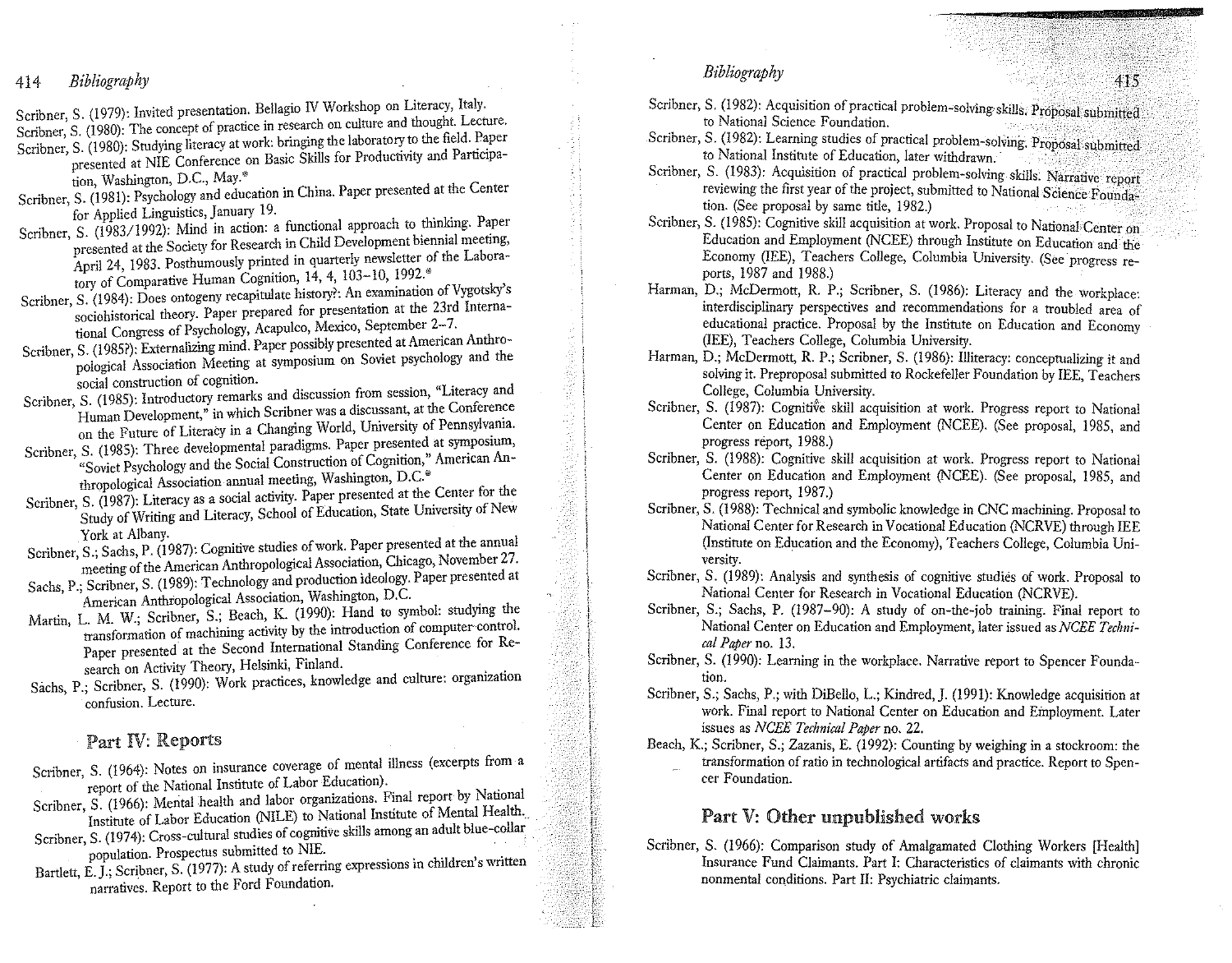Scribner, S. (1979): Invited presentation. Bellagio IV Workshop on Literacy, Italy.

Scribner, S. (1980): The concept of practice in research on culture and thought. Lecture.

Scribner, S. (1980): Studying literacy at work: bringing the laboratory to the field. Paper presented at NIE Conference on Basic Skills for Productivity and Participation, Washington, D.C., May.*

Scribner, S. (1981): Psychology and education in China. Paper presented at the Center for Applied Linguistics, January 19.

Scribner, S. (1983/1992): Mind in action: a functional approach to thinking. Paper presented at the Society for Research in Child Development biennial meeting, April 24, 1983. Posthumously printed in quarterly newsletter of the Laboratory of Comparative Human Cognition, 14, 4, 103–10, 1992.*

Scribner, S. (1984): Does ontogeny recapitulate history?: An examination of Vygotsky's sociohistorical theory. Paper prepared for presentation at the 23rd International Congress of Psychology, Acapulco, Mexico, September 2–7.

Scribner, S. (1985?): Externalizing mind. Paper possibly presented at American Anthropological Association Meeting at symposium on Soviet psychology and the social construction of cognition.

Scribner, S. (1985): Introductory remarks and discussion from session, "Literacy and Human Development," in which Scribner was a discussant, at the Conference on the Future of Literacy in a Changing World, University of Pennsylvania.

Scribner, S. (1985): Three developmental paradigms. Paper presented at symposium, "Soviet Psychology and the Social Construction of Cognition," American Anthropological Association annual meeting, Washington, D.C.*

Scribner, S. (1987): Literacy as a social activity. Paper presented at the Center for the Study of Writing and Literacy, School of Education, State University of New York at Albany.

Scribner, S.; Sachs, P. (1987): Cognitive studies of work. Paper presented at the annual meeting of the American Anthropological Association, Chicago, November 27.

Sachs, P.; Scribner, S. (1989): Technology and production ideology. Paper presented at American Anthropological Association, Washington, D.C.

Martin, L. M. W.; Scribner, S.; Beach, K. (1990): Hand to symbol: studying the transformation of machining activity by the introduction of computer-control. Paper presented at the Second International Standing Conference for Research on Activity Theory, Helsinki, Finland.

Sachs, P.; Scribner, S. (1990): Work practices, knowledge and culture: organization confusion. Lecture.

## Part IV: Reports

Scribner, S. (1964): Notes on insurance coverage of mental illness (excerpts from a report of the National Institute of Labor Education).

Scribner, S. (1966): Mental health and labor organizations. Final report by National Institute of Labor Education (NILE) to National Institute of Mental Health.

Scribner, S. (1974): Cross-cultural studies of cognitive skills among an adult blue-collar population. Prospectus submitted to NIE.

Bartlett, E. J.; Scribner, S. (1977): A study of referring expressions in children's written narratives. Report to the Ford Foundation.

Scribner, S. (1982): Acquisition of practical problem-solving skills. Proposal submitted to National Science Foundation.

Scribner, S. (1982): Learning studies of practical problem-solving. Proposal submitted to National Institute of Education, later withdrawn.

Scribner, S. (1983): Acquisition of practical problem-solving skills. Narrative report reviewing the first year of the project, submitted to National Science Foundation. (See proposal by same title, 1982.)

Scribner, S. (1985): Cognitive skill acquisition at work. Proposal to National Center on Education and Employment (NCEE) through Institute on Education and the Economy (IEE), Teachers College, Columbia University. (See progress reports, 1987 and 1988.)

Harman, D.; McDermott, R. P.; Scribner, S. (1986): Literacy and the workplace: interdisciplinary perspectives and recommendations for a troubled area of educational practice. Proposal by the Institute on Education and Economy (IEE), Teachers College, Columbia University.

Harman, D.; McDermott, R. P.; Scribner, S. (1986): Illiteracy: conceptualizing it and solving it. Preproposal submitted to Rockefeller Foundation by IEE, Teachers College, Columbia University.

Scribner, S. (1987): Cognitive skill acquisition at work. Progress report to National Center on Education and Employment (NCEE). (See proposal, 1985, and progress report, 1988.)

Scribner, S. (1988): Cognitive skill acquisition at work. Progress report to National Center on Education and Employment (NCEE). (See proposal, 1985, and progress report, 1987.)

Scribner, S. (1988): Technical and symbolic knowledge in CNC machining. Proposal to National Center for Research in Vocational Education (NCRVE) through IEE (Institute on Education and the Economy), Teachers College, Columbia University.

Scribner, S. (1989): Analysis and synthesis of cognitive studies of work. Proposal to National Center for Research in Vocational Education (NCRVE).

Scribner, S.; Sachs, P. (1987–90): A study of on-the-job training. Final report to National Center on Education and Employment, later issued as *NCEE Technical Paper* no. 13.

Scribner, S. (1990): Learning in the workplace. Narrative report to Spencer Foundation.

Scribner, S.; Sachs, P.; with DiBello, L.; Kindred, J. (1991): Knowledge acquisition at work. Final report to National Center on Education and Employment. Later issues as *NCEE Technical Paper* no. 22.

Beach, K.; Scribner, S.; Zazanis, E. (1992): Counting by weighing in a stockroom: the transformation of ratio in technological artifacts and practice. Report to Spencer Foundation.

## Part V: Other unpublished works

Scribner, S. (1966): Comparison study of Amalgamated Clothing Workers [Health] Insurance Fund Claimants. Part I: Characteristics of claimants with chronic nonmental conditions. Part II: Psychiatric claimants.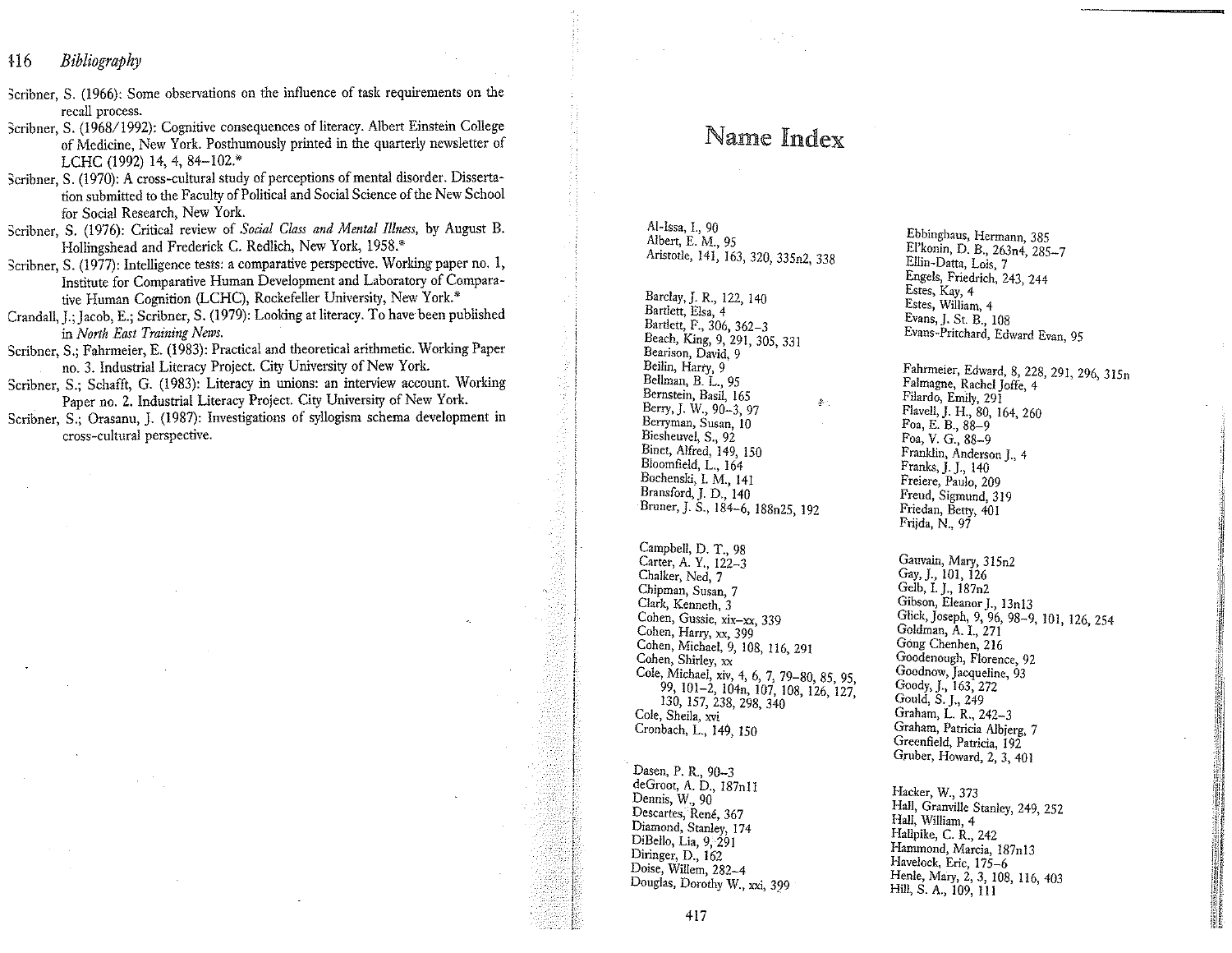Scribner, S. (1966): Some observations on the influence of task requirements on the recall process.

Scribner, S. (1968/1992): Cognitive consequences of literacy. Albert Einstein College of Medicine, New York. Posthumously printed in the quarterly newsletter of LCHC (1992) 14, 4, 84–102.*

Scribner, S. (1970): A cross-cultural study of perceptions of mental disorder. Dissertation submitted to the Faculty of Political and Social Science of the New School for Social Research, New York.

Scribner, S. (1976): Critical review of *Social Class and Mental Illness*, by August B. Hollingshead and Frederick C. Redlich, New York, 1958.*

Scribner, S. (1977): Intelligence tests: a comparative perspective. Working paper no. 1, Institute for Comparative Human Development and Laboratory of Comparative Human Cognition (LCHC), Rockefeller University, New York.*

Crandall, J.; Jacob, E.; Scribner, S. (1979): Looking at literacy. To have been published in *North East Training News*.

Scribner, S.; Fahrmeier, E. (1983): Practical and theoretical arithmetic. Working Paper no. 3. Industrial Literacy Project. City University of New York.

Scribner, S.; Schafft, G. (1983): Literacy in unions: an interview account. Working Paper no. 2. Industrial Literacy Project. City University of New York.

Scribner, S.; Orasanu, J. (1987): Investigations of syllogism schema development in cross-cultural perspective.

# Name Index

Al-Issa, I., 90
Albert, E. M., 95
Aristotle, 141, 163, 320, 335n2, 338

Barclay, J. R., 122, 140
Bartlett, Elsa, 4
Bartlett, F., 306, 362–3
Beach, King, 9, 291, 305, 331
Bearison, David, 9
Beilin, Harry, 9
Bellman, B. L., 95
Bernstein, Basil, 165
Berry, J. W., 90–3, 97
Berryman, Susan, 10
Biesheuvel, S., 92
Binet, Alfred, 149, 150
Bloomfield, L., 164
Bochenski, I. M., 141
Bransford, J. D., 140
Bruner, J. S., 184–6, 188n25, 192

Campbell, D. T., 98
Carter, A. Y., 122–3
Chalker, Ned, 7
Chipman, Susan, 7
Clark, Kenneth, 3
Cohen, Gussie, xix–xx, 339
Cohen, Harry, xx, 399
Cohen, Michael, 9, 108, 116, 291
Cohen, Shirley, xx
Cole, Michael, xiv, 4, 6, 7, 79–80, 85, 95, 99, 101–2, 104n, 107, 108, 126, 127, 130, 157, 238, 298, 340
Cole, Sheila, xvi
Cronbach, L., 149, 150

Dasen, P. R., 90–3
deGroot, A. D., 187n11
Dennis, W., 90
Descartes, René, 367
Diamond, Stanley, 174
DiBello, Lia, 9, 291
Diringer, D., 162
Doise, Willem, 282–4
Douglas, Dorothy W., xxi, 399

Ebbinghaus, Hermann, 385
El'konin, D. B., 263n4, 285–7
Ellin-Datta, Lois, 7
Engels, Friedrich, 243, 244
Estes, Kay, 4
Estes, William, 4
Evans, J. St. B., 108
Evans-Pritchard, Edward Evan, 95

Fahrmeier, Edward, 8, 228, 291, 296, 315n
Falmagne, Rachel Joffe, 4
Filardo, Emily, 291
Flavell, J. H., 80, 164, 260
Foa, E. B., 88–9
Foa, V. G., 88–9
Franklin, Anderson J., 4
Franks, J. J., 140
Freiere, Paulo, 209
Freud, Sigmund, 319
Friedan, Betty, 401
Frijda, N., 97

Gauvain, Mary, 315n2
Gay, J., 101, 126
Gelb, I. J., 187n2
Gibson, Eleanor J., 13n13
Glick, Joseph, 9, 96, 98–9, 101, 126, 254
Goldman, A. I., 271
Gong Chenhen, 216
Goodenough, Florence, 92
Goodnow, Jacqueline, 93
Goody, J., 163, 272
Gould, S. J., 249
Graham, L. R., 242–3
Graham, Patricia Albjerg, 7
Greenfield, Patricia, 192
Gruber, Howard, 2, 3, 401

Hacker, W., 373
Hall, Granville Stanley, 249, 252
Hall, William, 4
Hallpike, C. R., 242
Hammond, Marcia, 187n13
Havelock, Eric, 175–6
Henle, Mary, 2, 3, 108, 116, 403
Hill, S. A., 109, 111